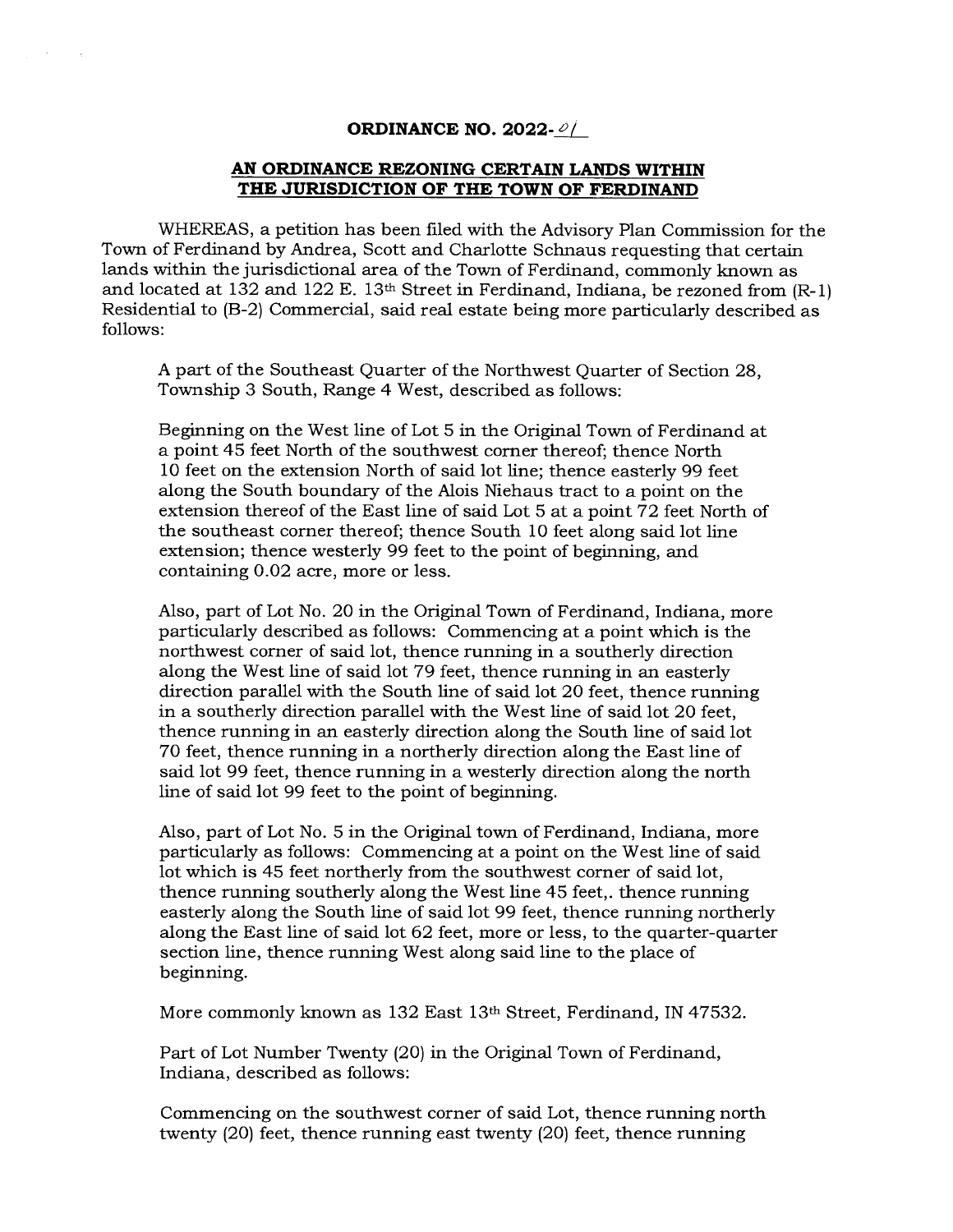**ORDINANCE NO. 2022-01**

**AN ORDINANCE REZONING CERTAIN LANDS WITHIN THE JURISDICTION OF THE TOWN OF FERDINAND**

WHEREAS, a petition has been filed with the Advisory Plan Commission for the Town of Ferdinand by Andrea, Scott and Charlotte Schnaus requesting that certain lands within the jurisdictional area of the Town of Ferdinand, commonly known as and located at 132 and 122 E. 13th Street in Ferdinand, Indiana, be rezoned from (R-1) Residential to (B-2) Commercial, said real estate being more particularly described as follows:

A part of the Southeast Quarter of the Northwest Quarter of Section 28, Township 3 South, Range 4 West, described as follows:

Beginning on the West line of Lot 5 in the Original Town of Ferdinand at a point 45 feet North of the southwest corner thereof; thence North 10 feet on the extension North of said lot line; thence easterly 99 feet along the South boundary of the Alois Niehaus tract to a point on the extension thereof of the East line of said Lot 5 at a point 72 feet North of the southeast corner thereof; thence South 10 feet along said lot line extension; thence westerly 99 feet to the point of beginning, and containing 0.02 acre, more or less.

Also, part of Lot No. 20 in the Original Town of Ferdinand, Indiana, more particularly described as follows: Commencing at a point which is the northwest corner of said lot, thence running in a southerly direction along the West line of said lot 79 feet, thence running in an easterly direction parallel with the South line of said lot 20 feet, thence running in a southerly direction parallel with the West line of said lot 20 feet, thence running in an easterly direction along the South line of said lot 70 feet, thence running in a northerly direction along the East line of said lot 99 feet, thence running in a westerly direction along the north line of said lot 99 feet to the point of beginning.

Also, part of Lot No. 5 in the Original town of Ferdinand, Indiana, more particularly as follows: Commencing at a point on the West line of said lot which is 45 feet northerly from the southwest corner of said lot, thence running southerly along the West line 45 feet,. thence running easterly along the South line of said lot 99 feet, thence running northerly along the East line of said lot 62 feet, more or less, to the quarter-quarter section line, thence running West along said line to the place of beginning.

More commonly known as 132 East 13th Street, Ferdinand, IN 47532.

Part of Lot Number Twenty (20) in the Original Town of Ferdinand, Indiana, described as follows:

Commencing on the southwest corner of said Lot, thence running north twenty (20) feet, thence running east twenty (20) feet, thence running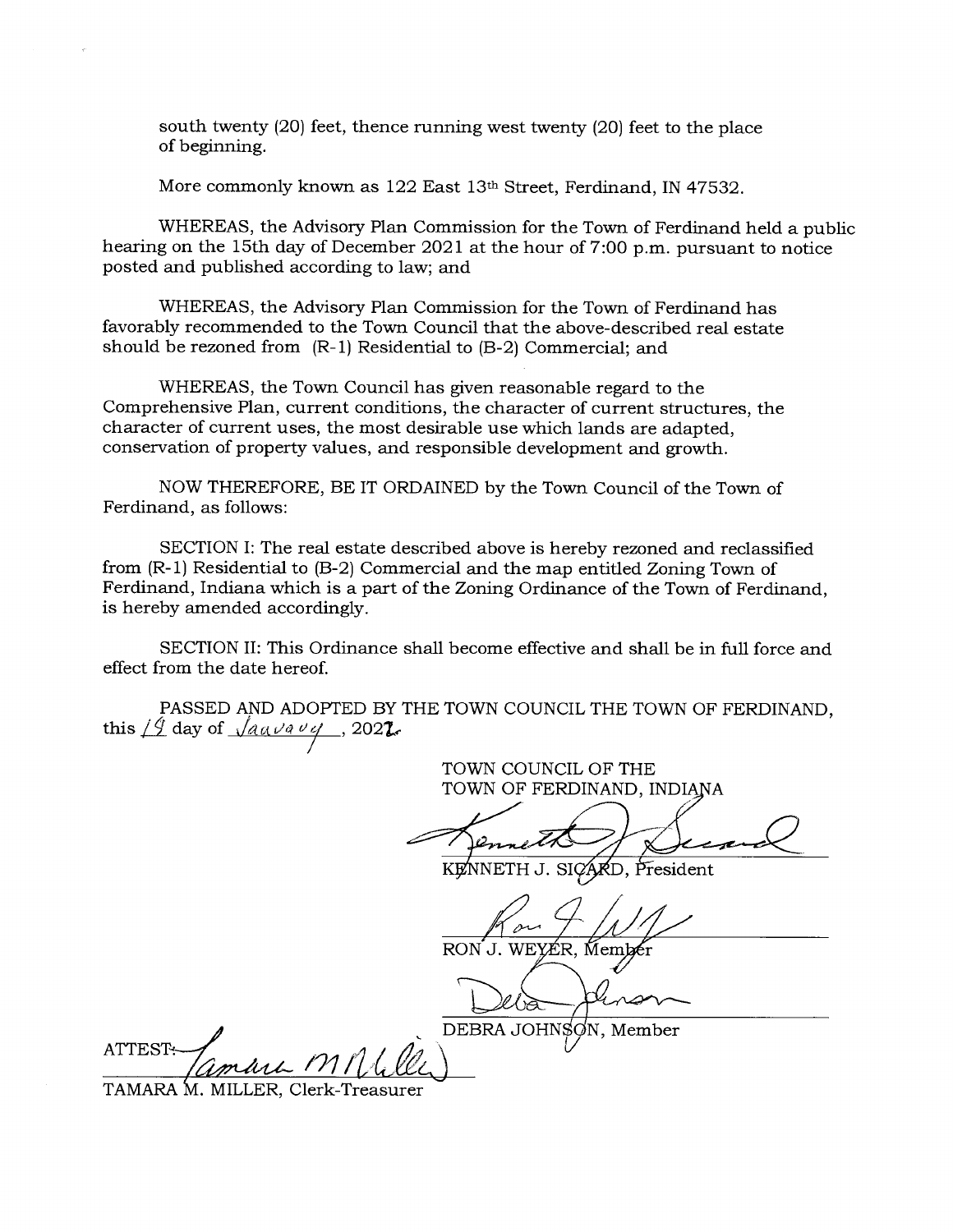south twenty (20) feet, thence running west twenty (20) feet to the place of beginning.

More commonly known as 122 East 13th Street, Ferdinand, IN 47532.

WHEREAS, the Advisory Plan Commission for the Town of Ferdinand held a public hearing on the 15th day of December 2021 at the hour of 7:00 p.m. pursuant to notice posted and published according to law; and

WHEREAS, the Advisory Plan Commission for the Town of Ferdinand has favorably recommended to the Town Council that the above-described real estate should be rezoned from (R-1) Residential to (B-2) Commercial; and

WHEREAS, the Town Council has given reasonable regard to the Comprehensive Plan, current conditions, the character of current structures, the character of current uses, the most desirable use which lands are adapted, conservation of property values, and responsible development and growth.

NOW THEREFORE, BE IT ORDAINED by the Town Council of the Town of Ferdinand, as follows:

SECTION I: The real estate described above is hereby rezoned and reclassified from (R-1) Residential to (B-2) Commercial and the map entitled Zoning Town of Ferdinand, Indiana which is a part of the Zoning Ordinance of the Town of Ferdinand, is hereby amended accordingly.

SECTION II: This Ordinance shall become effective and shall be in full force and effect from the date hereof.

PASSED AND ADOPTED BY THE TOWN COUNCIL THE TOWN OF FERDINAND, this 19 day of January, 2022.

TOWN COUNCIL OF THE
TOWN OF FERDINAND, INDIANA

KENNETH J. SICARD, President

RON J. WEYER, Member

DEBRA JOHNSON, Member

ATTEST:

TAMARA M. MILLER, Clerk-Treasurer